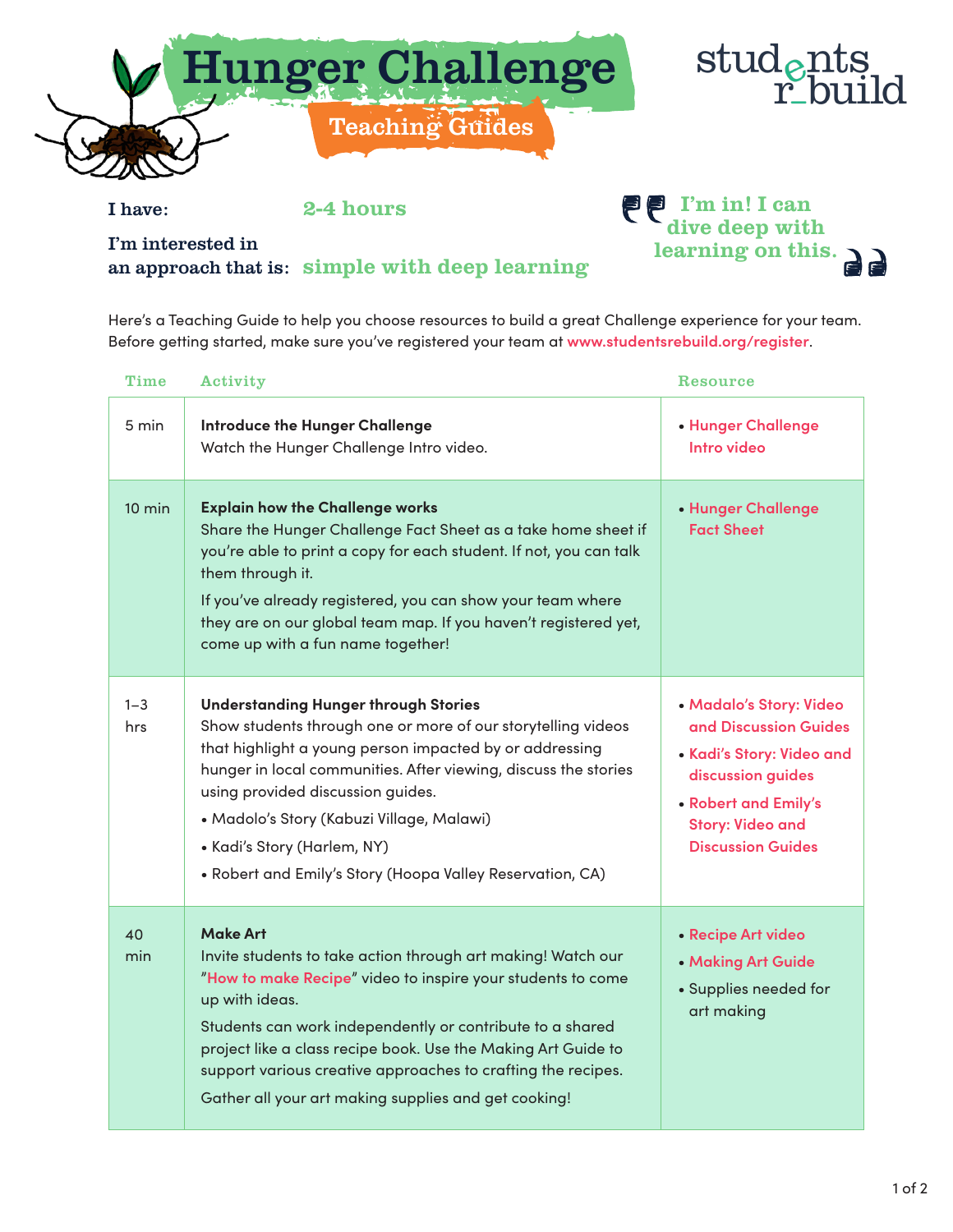# Hunger Challenge

## Teaching Guides

students rebuild

**I have:** 2-4 hours

**I'm interested in an approach that is:** simple with deep learning

"I'm in! I can dive deep with learning on this."

Here's a Teaching Guide to help you choose resources to build a great Challenge experience for your team. Before getting started, make sure you've registered your team at www.studentsrebuild.org/register.

| Time | Activity | Resource |
|---|---|---|
| 5 min | **Introduce the Hunger Challenge**<br>Watch the Hunger Challenge Intro video. | • Hunger Challenge Intro video |
| 10 min | **Explain how the Challenge works**<br>Share the Hunger Challenge Fact Sheet as a take home sheet if you're able to print a copy for each student. If not, you can talk them through it.<br>If you've already registered, you can show your team where they are on our global team map. If you haven't registered yet, come up with a fun name together! | • Hunger Challenge Fact Sheet |
| 1–3 hrs | **Understanding Hunger through Stories**<br>Show students through one or more of our storytelling videos that highlight a young person impacted by or addressing hunger in local communities. After viewing, discuss the stories using provided discussion guides.<br>• Madolo's Story (Kabuzi Village, Malawi)<br>• Kadi's Story (Harlem, NY)<br>• Robert and Emily's Story (Hoopa Valley Reservation, CA) | • Madalo's Story: Video and Discussion Guides<br>• Kadi's Story: Video and discussion guides<br>• Robert and Emily's Story: Video and Discussion Guides |
| 40 min | **Make Art**<br>Invite students to take action through art making! Watch our "How to make Recipe" video to inspire your students to come up with ideas.<br>Students can work independently or contribute to a shared project like a class recipe book. Use the Making Art Guide to support various creative approaches to crafting the recipes.<br>Gather all your art making supplies and get cooking! | • Recipe Art video<br>• Making Art Guide<br>• Supplies needed for art making |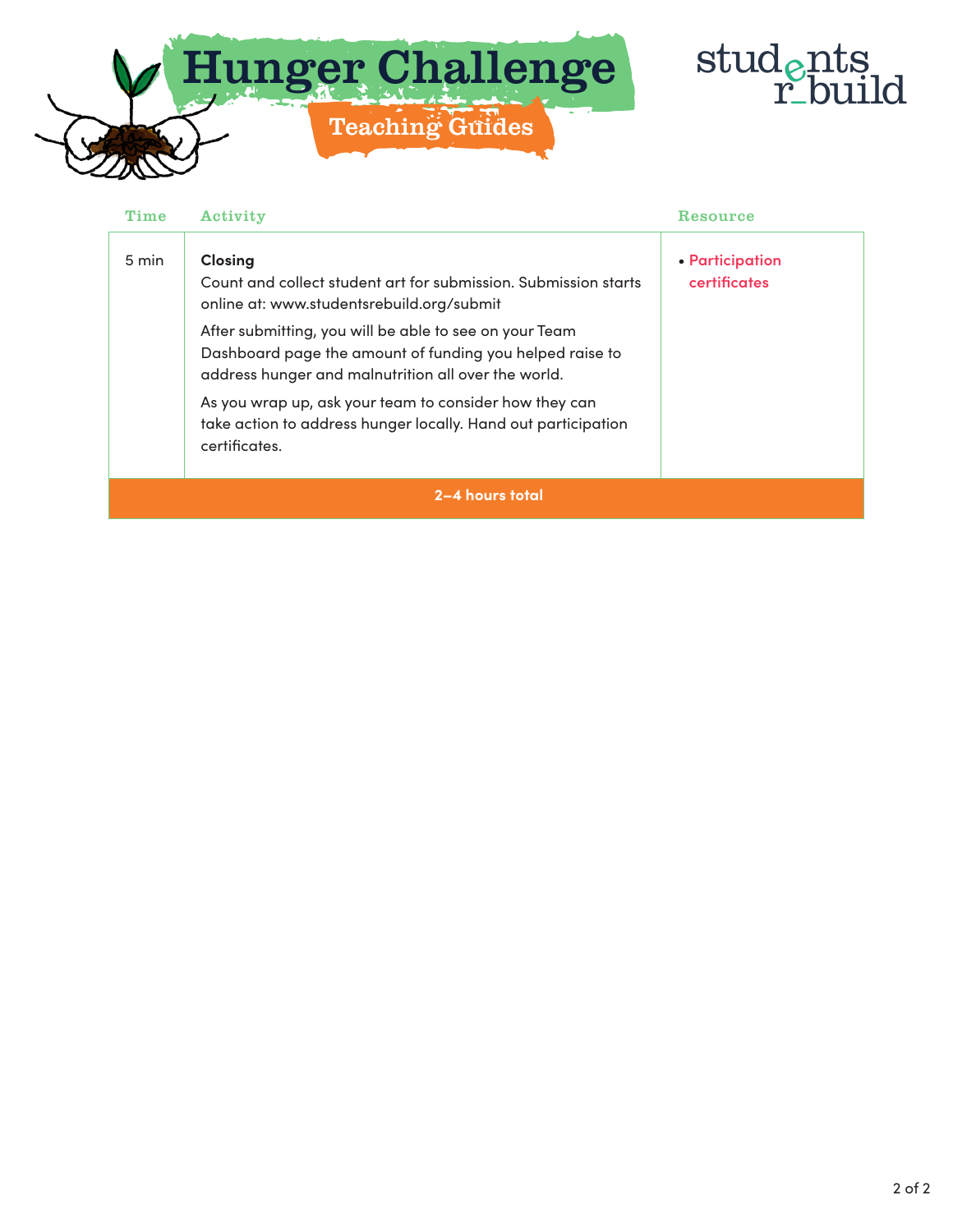# Hunger Challenge

## Teaching Guides

| Time | Activity | Resource |
| --- | --- | --- |
| 5 min | **Closing**<br>Count and collect student art for submission. Submission starts online at: www.studentsrebuild.org/submit<br>After submitting, you will be able to see on your Team Dashboard page the amount of funding you helped raise to address hunger and malnutrition all over the world.<br>As you wrap up, ask your team to consider how they can take action to address hunger locally. Hand out participation certificates. | • Participation certificates |
| **2–4 hours total** | | |